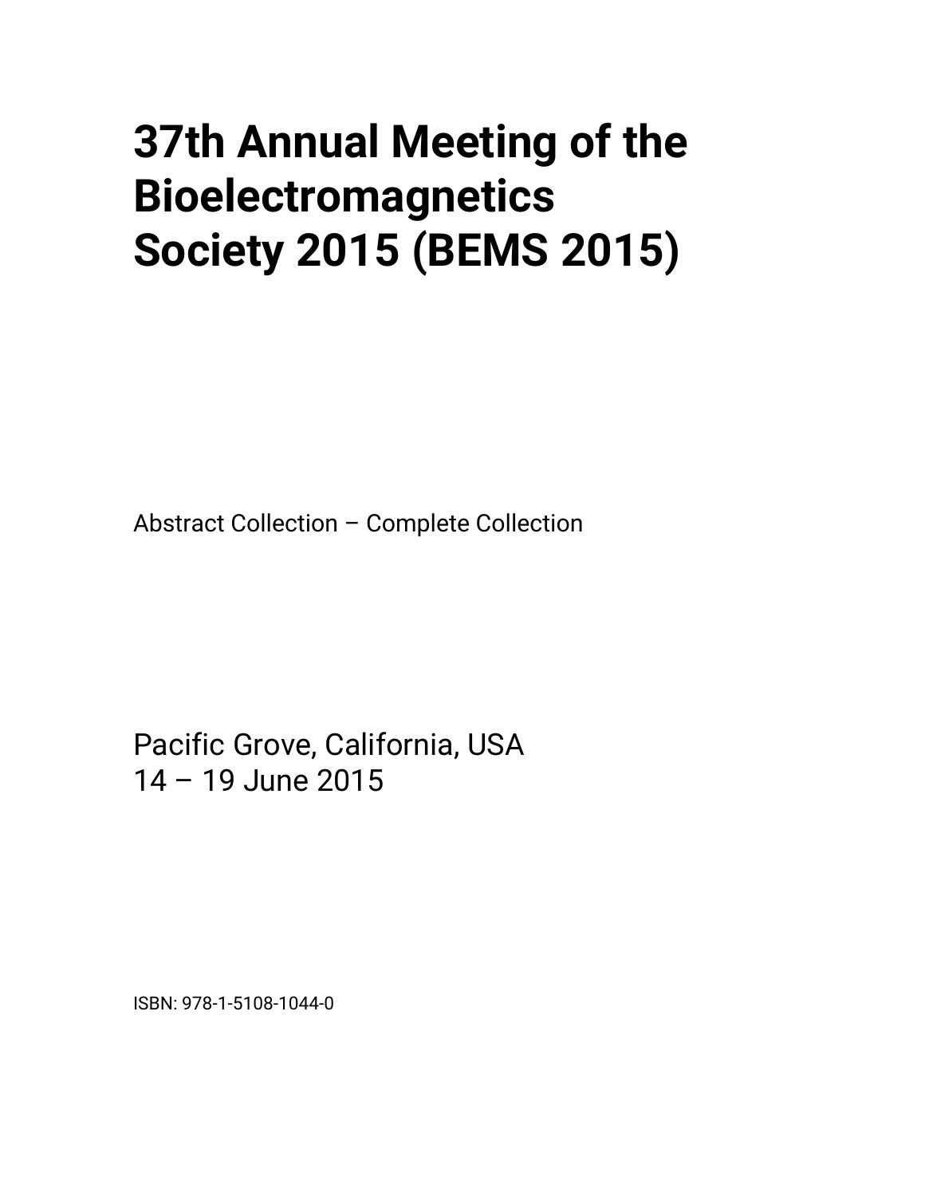# 37th Annual Meeting of the Bioelectromagnetics Society 2015 (BEMS 2015)

Abstract Collection – Complete Collection

Pacific Grove, California, USA
14 – 19 June 2015

ISBN: 978-1-5108-1044-0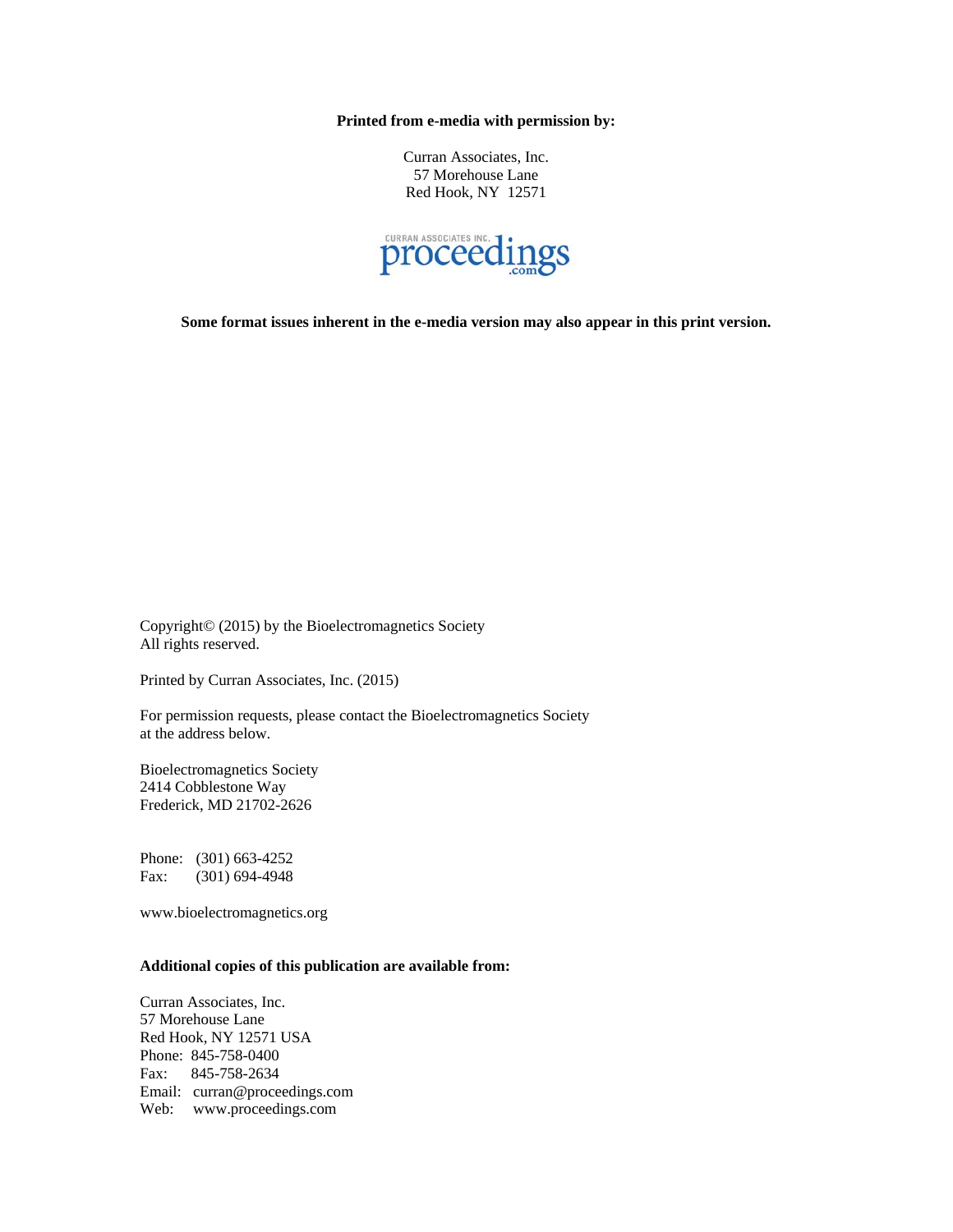**Printed from e-media with permission by:**

Curran Associates, Inc.
57 Morehouse Lane
Red Hook, NY 12571

CURRAN ASSOCIATES INC. proceedings.com

**Some format issues inherent in the e-media version may also appear in this print version.**

Copyright© (2015) by the Bioelectromagnetics Society
All rights reserved.

Printed by Curran Associates, Inc. (2015)

For permission requests, please contact the Bioelectromagnetics Society at the address below.

Bioelectromagnetics Society
2414 Cobblestone Way
Frederick, MD 21702-2626

Phone: (301) 663-4252
Fax: (301) 694-4948

www.bioelectromagnetics.org

**Additional copies of this publication are available from:**

Curran Associates, Inc.
57 Morehouse Lane
Red Hook, NY 12571 USA
Phone: 845-758-0400
Fax: 845-758-2634
Email: curran@proceedings.com
Web: www.proceedings.com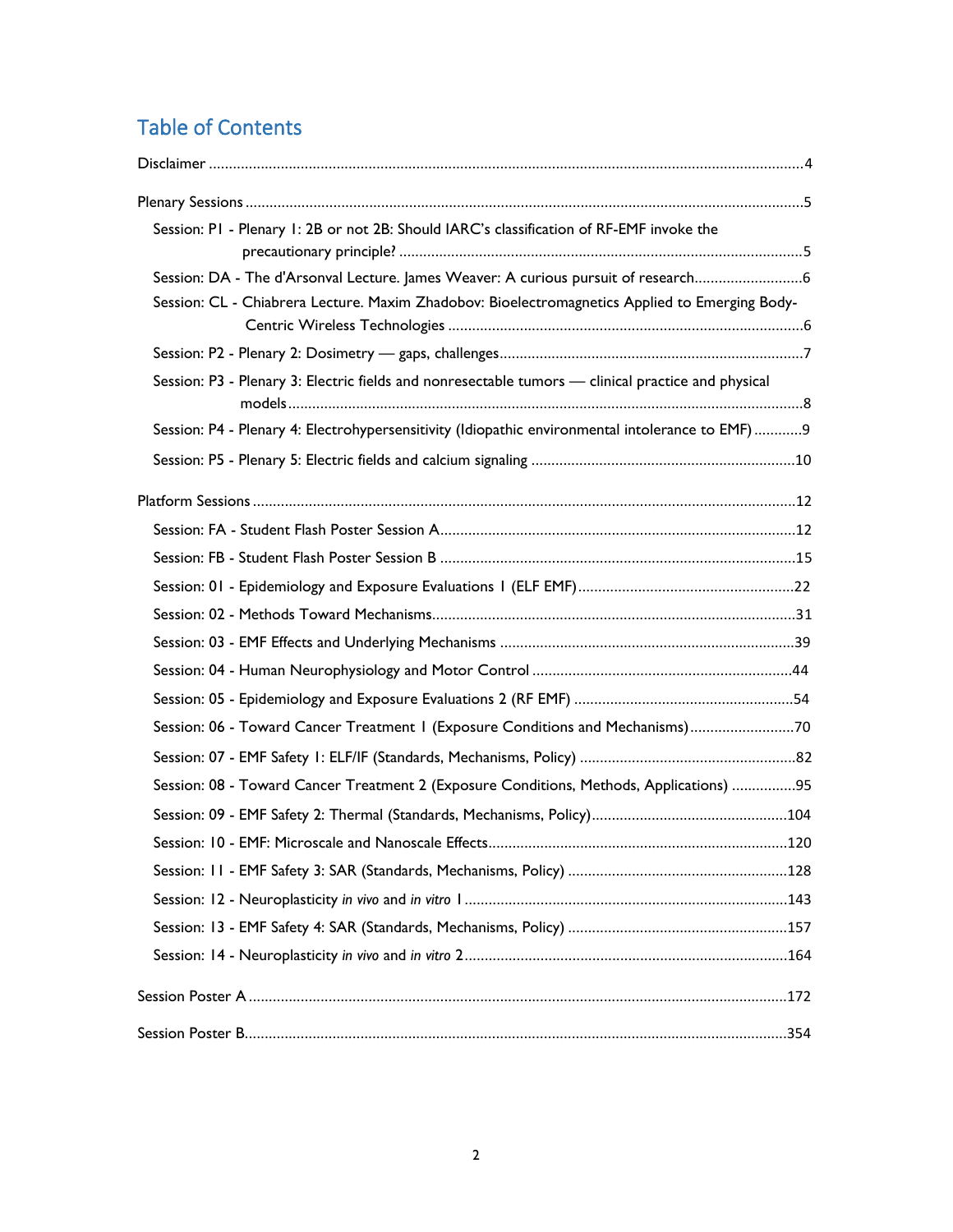# Table of Contents

- Disclaimer ....................................................................................................................................4
- Plenary Sessions ..........................................................................................................................5
  - Session: P1 - Plenary 1: 2B or not 2B: Should IARC's classification of RF-EMF invoke the precautionary principle? ....................................................................................................5
  - Session: DA - The d'Arsonval Lecture. James Weaver: A curious pursuit of research...........................6
  - Session: CL - Chiabrera Lecture. Maxim Zhadobov: Bioelectromagnetics Applied to Emerging Body-Centric Wireless Technologies .........................................................................................6
  - Session: P2 - Plenary 2: Dosimetry — gaps, challenges...........................................................................7
  - Session: P3 - Plenary 3: Electric fields and nonresectable tumors — clinical practice and physical models................................................................................................................................8
  - Session: P4 - Plenary 4: Electrohypersensitivity (Idiopathic environmental intolerance to EMF) ............9
  - Session: P5 - Plenary 5: Electric fields and calcium signaling .................................................................10
- Platform Sessions .......................................................................................................................12
  - Session: FA - Student Flash Poster Session A........................................................................12
  - Session: FB - Student Flash Poster Session B ........................................................................15
  - Session: 01 - Epidemiology and Exposure Evaluations 1 (ELF EMF)......................................................22
  - Session: 02 - Methods Toward Mechanisms..........................................................................................31
  - Session: 03 - EMF Effects and Underlying Mechanisms .........................................................................39
  - Session: 04 - Human Neurophysiology and Motor Control .................................................................44
  - Session: 05 - Epidemiology and Exposure Evaluations 2 (RF EMF) .......................................................54
  - Session: 06 - Toward Cancer Treatment 1 (Exposure Conditions and Mechanisms)..........................70
  - Session: 07 - EMF Safety 1: ELF/IF (Standards, Mechanisms, Policy) .....................................................82
  - Session: 08 - Toward Cancer Treatment 2 (Exposure Conditions, Methods, Applications) ................95
  - Session: 09 - EMF Safety 2: Thermal (Standards, Mechanisms, Policy)................................................104
  - Session: 10 - EMF: Microscale and Nanoscale Effects..........................................................................120
  - Session: 11 - EMF Safety 3: SAR (Standards, Mechanisms, Policy) .......................................................128
  - Session: 12 - Neuroplasticity *in vivo* and *in vitro* 1 ................................................................................143
  - Session: 13 - EMF Safety 4: SAR (Standards, Mechanisms, Policy) .......................................................157
  - Session: 14 - Neuroplasticity *in vivo* and *in vitro* 2................................................................................164
- Session Poster A .....................................................................................................................172
- Session Poster B.....................................................................................................................354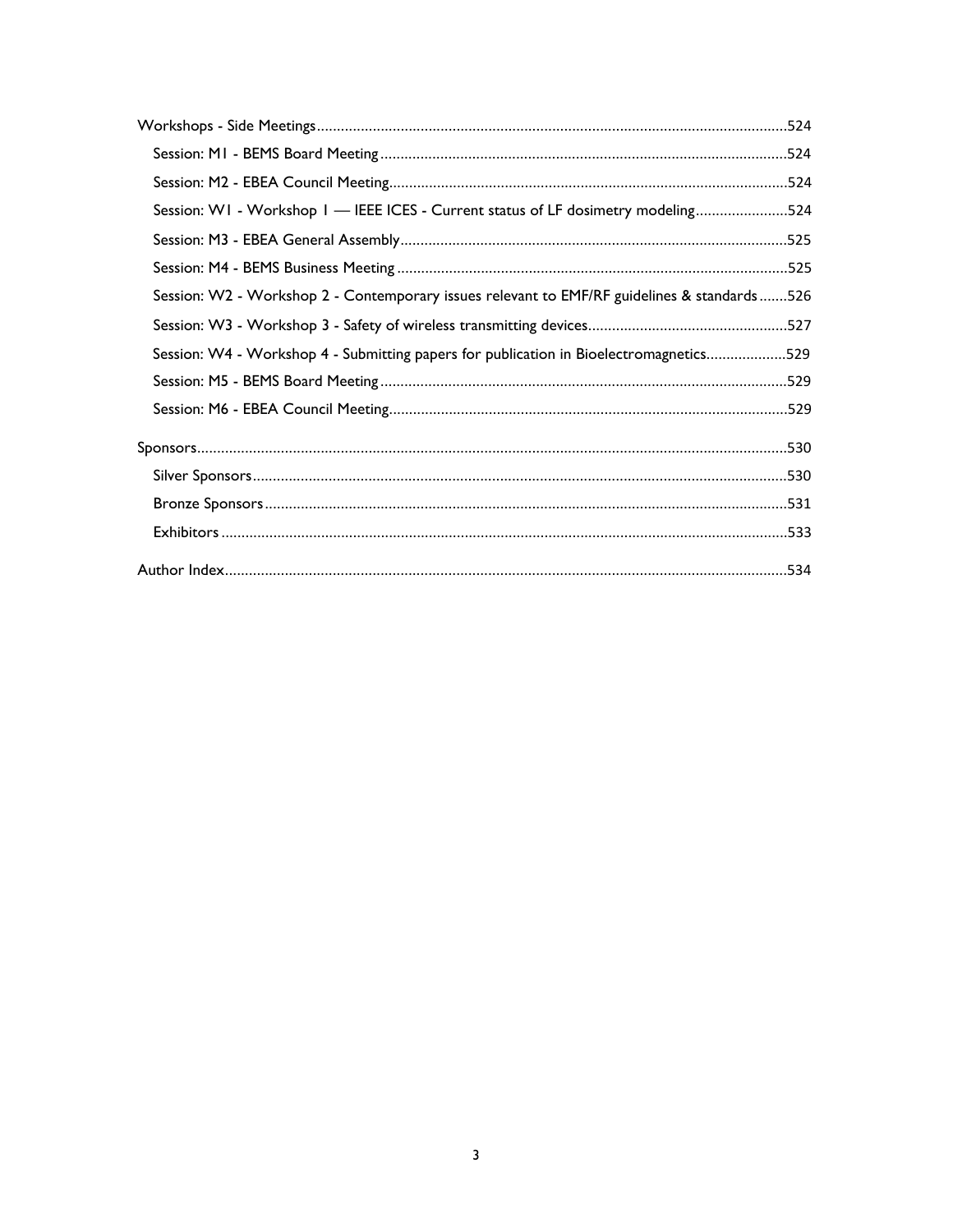Workshops - Side Meetings ....................................................................................................................524

- Session: M1 - BEMS Board Meeting ....................................................................................................524
- Session: M2 - EBEA Council Meeting ..................................................................................................524
- Session: W1 - Workshop 1 — IEEE ICES - Current status of LF dosimetry modeling ......................524
- Session: M3 - EBEA General Assembly ...............................................................................................525
- Session: M4 - BEMS Business Meeting ................................................................................................525
- Session: W2 - Workshop 2 - Contemporary issues relevant to EMF/RF guidelines & standards .......526
- Session: W3 - Workshop 3 - Safety of wireless transmitting devices ..................................................527
- Session: W4 - Workshop 4 - Submitting papers for publication in Bioelectromagnetics ...................529
- Session: M5 - BEMS Board Meeting ....................................................................................................529
- Session: M6 - EBEA Council Meeting ..................................................................................................529

Sponsors .................................................................................................................................................530

- Silver Sponsors ....................................................................................................................................530
- Bronze Sponsors ..................................................................................................................................531
- Exhibitors ............................................................................................................................................533

Author Index ...........................................................................................................................................534